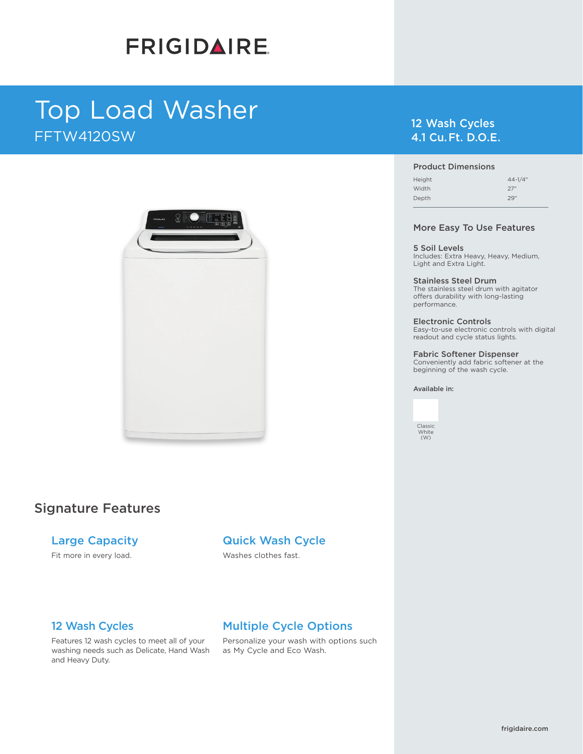FRIGIDAIRE

# Top Load Washer

FFTW4120SW

## 12 Wash Cycles
## 4.1 Cu. Ft. D.O.E.

### Product Dimensions

| | |
|---|---|
| Height | 44-1/4" |
| Width | 27" |
| Depth | 29" |

### More Easy To Use Features

**5 Soil Levels**
Includes: Extra Heavy, Heavy, Medium, Light and Extra Light.

**Stainless Steel Drum**
The stainless steel drum with agitator offers durability with long-lasting performance.

**Electronic Controls**
Easy-to-use electronic controls with digital readout and cycle status lights.

**Fabric Softener Dispenser**
Conveniently add fabric softener at the beginning of the wash cycle.

**Available in:**

Classic White (W)

## Signature Features

### Large Capacity
Fit more in every load.

### Quick Wash Cycle
Washes clothes fast.

### 12 Wash Cycles
Features 12 wash cycles to meet all of your washing needs such as Delicate, Hand Wash and Heavy Duty.

### Multiple Cycle Options
Personalize your wash with options such as My Cycle and Eco Wash.

frigidaire.com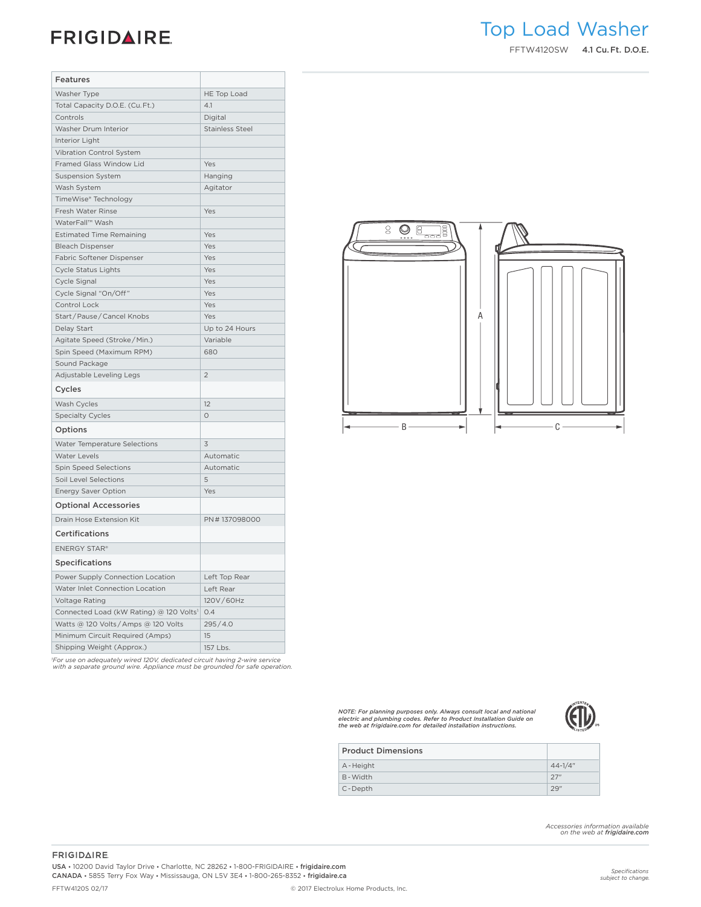# FRIGIDAIRE

# Top Load Washer

FFTW4120SW **4.1 Cu. Ft. D.O.E.**

| Features | |
|---|---|
| Washer Type | HE Top Load |
| Total Capacity D.O.E. (Cu. Ft.) | 4.1 |
| Controls | Digital |
| Washer Drum Interior | Stainless Steel |
| Interior Light | |
| Vibration Control System | |
| Framed Glass Window Lid | Yes |
| Suspension System | Hanging |
| Wash System | Agitator |
| TimeWise® Technology | |
| Fresh Water Rinse | Yes |
| WaterFall™ Wash | |
| Estimated Time Remaining | Yes |
| Bleach Dispenser | Yes |
| Fabric Softener Dispenser | Yes |
| Cycle Status Lights | Yes |
| Cycle Signal | Yes |
| Cycle Signal "On/Off" | Yes |
| Control Lock | Yes |
| Start / Pause / Cancel Knobs | Yes |
| Delay Start | Up to 24 Hours |
| Agitate Speed (Stroke / Min.) | Variable |
| Spin Speed (Maximum RPM) | 680 |
| Sound Package | |
| Adjustable Leveling Legs | 2 |
| **Cycles** | |
| Wash Cycles | 12 |
| Specialty Cycles | 0 |
| **Options** | |
| Water Temperature Selections | 3 |
| Water Levels | Automatic |
| Spin Speed Selections | Automatic |
| Soil Level Selections | 5 |
| Energy Saver Option | Yes |
| **Optional Accessories** | |
| Drain Hose Extension Kit | PN# 137098000 |
| **Certifications** | |
| ENERGY STAR® | |
| **Specifications** | |
| Power Supply Connection Location | Left Top Rear |
| Water Inlet Connection Location | Left Rear |
| Voltage Rating | 120V / 60Hz |
| Connected Load (kW Rating) @ 120 Volts[1] | 0.4 |
| Watts @ 120 Volts / Amps @ 120 Volts | 295 / 4.0 |
| Minimum Circuit Required (Amps) | 15 |
| Shipping Weight (Approx.) | 157 Lbs. |

*[1]For use on adequately wired 120V, dedicated circuit having 2-wire service with a separate ground wire. Appliance must be grounded for safe operation.*

A

B

C

*NOTE: For planning purposes only. Always consult local and national electric and plumbing codes. Refer to Product Installation Guide on the web at frigidaire.com for detailed installation instructions.*

| Product Dimensions | |
|---|---|
| A - Height | 44-1/4" |
| B - Width | 27" |
| C - Depth | 29" |

*Accessories information available on the web at* ***frigidaire.com***

FRIGIDAIRE

**USA** • 10200 David Taylor Drive • Charlotte, NC 28262 • 1-800-FRIGIDAIRE • **frigidaire.com**
**CANADA** • 5855 Terry Fox Way • Mississauga, ON L5V 3E4 • 1-800-265-8352 • **frigidaire.ca**

*Specifications subject to change.*

FFTW4120S 02/17 © 2017 Electrolux Home Products, Inc.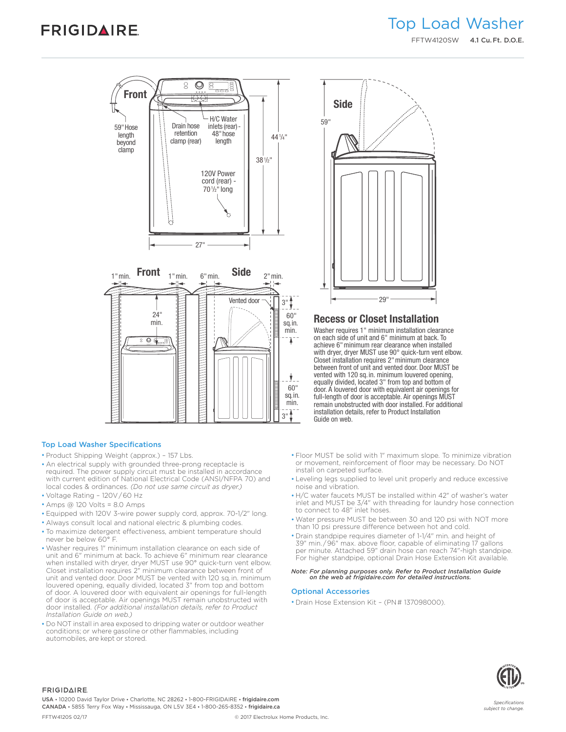FRIGIDAIRE

# Top Load Washer

FFTW4120SW 4.1 Cu. Ft. D.O.E.

Front

59" Hose length beyond clamp

Drain hose retention clamp (rear)

H/C Water inlets (rear) - 48" hose length

44 1/4"

38 1/2"

120V Power cord (rear) - 70 1/2" long

27"

Side

59"

29"

1" min. Front 1" min.

24" min.

6" min. Side 2" min.

Vented door

3"

60" sq. in. min.

60" sq. in. min.

3"

## Recess or Closet Installation

Washer requires 1" minimum installation clearance on each side of unit and 6" minimum at back. To achieve 6" minimum rear clearance when installed with dryer, dryer MUST use 90° quick-turn vent elbow. Closet installation requires 2" minimum clearance between front of unit and vented door. Door MUST be vented with 120 sq. in. minimum louvered opening, equally divided, located 3" from top and bottom of door. A louvered door with equivalent air openings for full-length of door is acceptable. Air openings MUST remain unobstructed with door installed. For additional installation details, refer to Product Installation Guide on web.

## Top Load Washer Specifications

- Product Shipping Weight (approx.) – 157 Lbs.
- An electrical supply with grounded three-prong receptacle is required. The power supply circuit must be installed in accordance with current edition of National Electrical Code (ANSI/NFPA 70) and local codes & ordinances. *(Do not use same circuit as dryer.)*
- Voltage Rating – 120V / 60 Hz
- Amps @ 120 Volts = 8.0 Amps
- Equipped with 120V 3-wire power supply cord, approx. 70-1/2" long.
- Always consult local and national electric & plumbing codes.
- To maximize detergent effectiveness, ambient temperature should never be below 60° F.
- Washer requires 1" minimum installation clearance on each side of unit and 6" minimum at back. To achieve 6" minimum rear clearance when installed with dryer, dryer MUST use 90° quick-turn vent elbow. Closet installation requires 2" minimum clearance between front of unit and vented door. Door MUST be vented with 120 sq. in. minimum louvered opening, equally divided, located 3" from top and bottom of door. A louvered door with equivalent air openings for full-length of door is acceptable. Air openings MUST remain unobstructed with door installed. *(For additional installation details, refer to Product Installation Guide on web.)*
- Do NOT install in area exposed to dripping water or outdoor weather conditions; or where gasoline or other flammables, including automobiles, are kept or stored.
- Floor MUST be solid with 1" maximum slope. To minimize vibration or movement, reinforcement of floor may be necessary. Do NOT install on carpeted surface.
- Leveling legs supplied to level unit properly and reduce excessive noise and vibration.
- H/C water faucets MUST be installed within 42" of washer's water inlet and MUST be 3/4" with threading for laundry hose connection to connect to 48" inlet hoses.
- Water pressure MUST be between 30 and 120 psi with NOT more than 10 psi pressure difference between hot and cold.
- Drain standpipe requires diameter of 1-1/4" min. and height of 39" min. / 96" max. above floor, capable of eliminating 17 gallons per minute. Attached 59" drain hose can reach 74"-high standpipe. For higher standpipe, optional Drain Hose Extension Kit available.

***Note:** For planning purposes only. Refer to Product Installation Guide on the web at frigidaire.com for detailed instructions.*

## Optional Accessories

- Drain Hose Extension Kit – (PN# 137098000).

FRIGIDAIRE

**USA** • 10200 David Taylor Drive • Charlotte, NC 28262 • 1-800-FRIGIDAIRE • **frigidaire.com**
**CANADA** • 5855 Terry Fox Way • Mississauga, ON L5V 3E4 • 1-800-265-8352 • **frigidaire.ca**

FFTW4120S 02/17

© 2017 Electrolux Home Products, Inc.

*Specifications subject to change.*